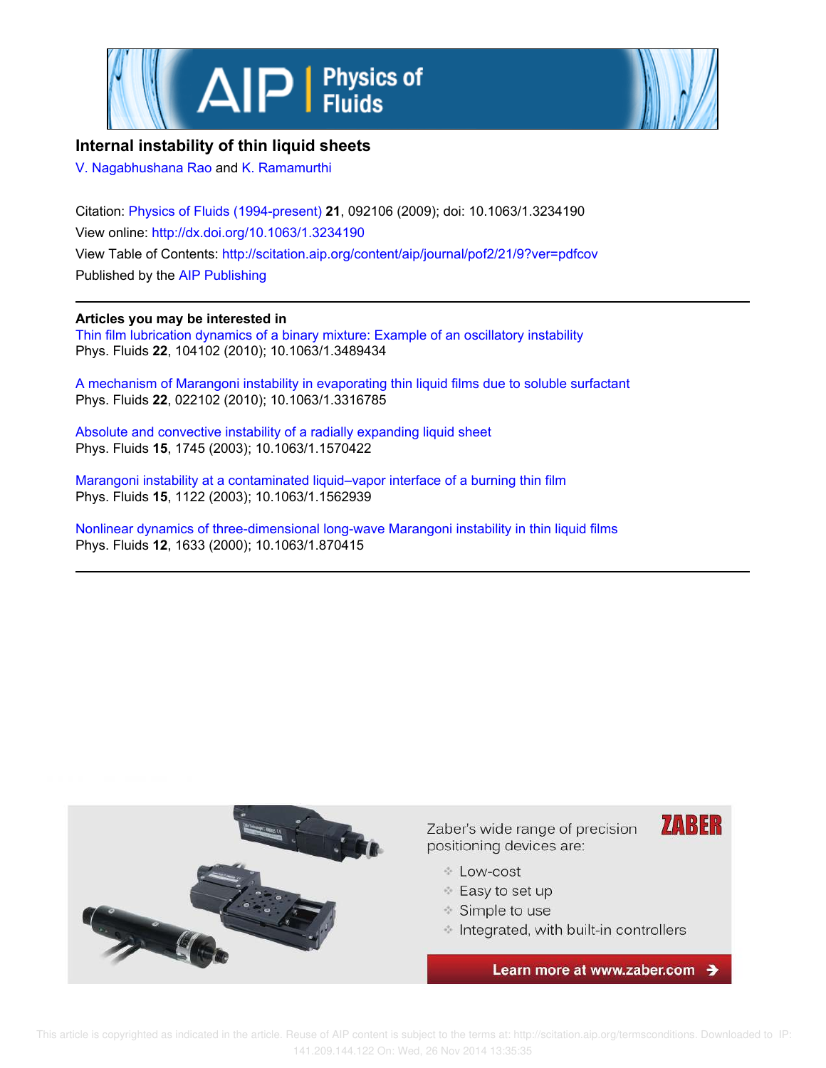# Internal instability of thin liquid sheets

V. Nagabhushana Rao and K. Ramamurthi

Citation: Physics of Fluids (1994-present) **21**, 092106 (2009); doi: 10.1063/1.3234190

View online: http://dx.doi.org/10.1063/1.3234190

View Table of Contents: http://scitation.aip.org/content/aip/journal/pof2/21/9?ver=pdfcov

Published by the AIP Publishing

---

**Articles you may be interested in**

Thin film lubrication dynamics of a binary mixture: Example of an oscillatory instability
Phys. Fluids **22**, 104102 (2010); 10.1063/1.3489434

A mechanism of Marangoni instability in evaporating thin liquid films due to soluble surfactant
Phys. Fluids **22**, 022102 (2010); 10.1063/1.3316785

Absolute and convective instability of a radially expanding liquid sheet
Phys. Fluids **15**, 1745 (2003); 10.1063/1.1570422

Marangoni instability at a contaminated liquid–vapor interface of a burning thin film
Phys. Fluids **15**, 1122 (2003); 10.1063/1.1562939

Nonlinear dynamics of three-dimensional long-wave Marangoni instability in thin liquid films
Phys. Fluids **12**, 1633 (2000); 10.1063/1.870415

---

Zaber's wide range of precision positioning devices are:

- Low-cost
- Easy to set up
- Simple to use
- Integrated, with built-in controllers

Learn more at www.zaber.com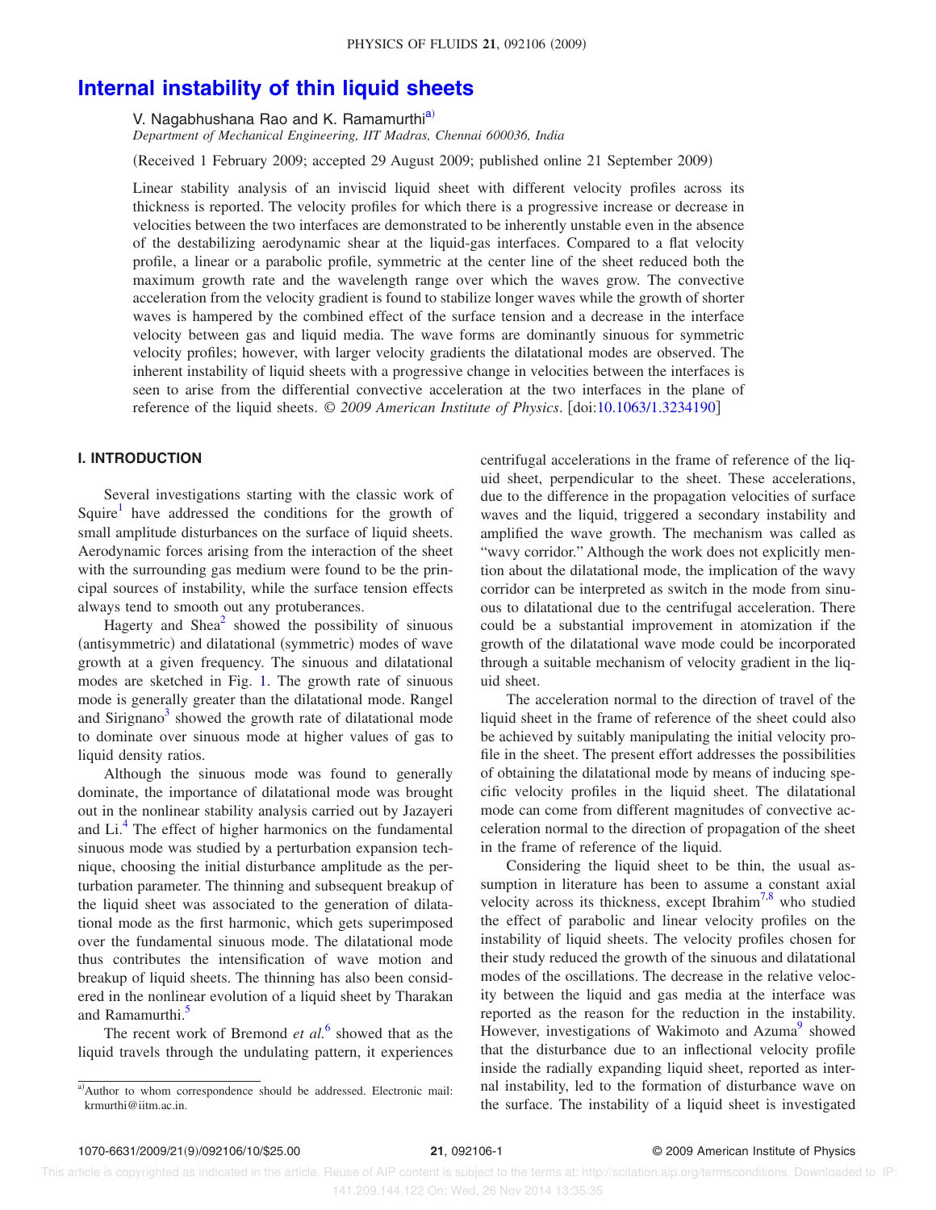# Internal instability of thin liquid sheets

V. Nagabhushana Rao and K. Ramamurthi[a]

*Department of Mechanical Engineering, IIT Madras, Chennai 600036, India*

(Received 1 February 2009; accepted 29 August 2009; published online 21 September 2009)

Linear stability analysis of an inviscid liquid sheet with different velocity profiles across its thickness is reported. The velocity profiles for which there is a progressive increase or decrease in velocities between the two interfaces are demonstrated to be inherently unstable even in the absence of the destabilizing aerodynamic shear at the liquid-gas interfaces. Compared to a flat velocity profile, a linear or a parabolic profile, symmetric at the center line of the sheet reduced both the maximum growth rate and the wavelength range over which the waves grow. The convective acceleration from the velocity gradient is found to stabilize longer waves while the growth of shorter waves is hampered by the combined effect of the surface tension and a decrease in the interface velocity between gas and liquid media. The wave forms are dominantly sinuous for symmetric velocity profiles; however, with larger velocity gradients the dilatational modes are observed. The inherent instability of liquid sheets with a progressive change in velocities between the interfaces is seen to arise from the differential convective acceleration at the two interfaces in the plane of reference of the liquid sheets. © *2009 American Institute of Physics*. [doi:10.1063/1.3234190]

## I. INTRODUCTION

Several investigations starting with the classic work of Squire[1] have addressed the conditions for the growth of small amplitude disturbances on the surface of liquid sheets. Aerodynamic forces arising from the interaction of the sheet with the surrounding gas medium were found to be the principal sources of instability, while the surface tension effects always tend to smooth out any protuberances.

Hagerty and Shea[2] showed the possibility of sinuous (antisymmetric) and dilatational (symmetric) modes of wave growth at a given frequency. The sinuous and dilatational modes are sketched in Fig. 1. The growth rate of sinuous mode is generally greater than the dilatational mode. Rangel and Sirignano[3] showed the growth rate of dilatational mode to dominate over sinuous mode at higher values of gas to liquid density ratios.

Although the sinuous mode was found to generally dominate, the importance of dilatational mode was brought out in the nonlinear stability analysis carried out by Jazayeri and Li.[4] The effect of higher harmonics on the fundamental sinuous mode was studied by a perturbation expansion technique, choosing the initial disturbance amplitude as the perturbation parameter. The thinning and subsequent breakup of the liquid sheet was associated to the generation of dilatational mode as the first harmonic, which gets superimposed over the fundamental sinuous mode. The dilatational mode thus contributes the intensification of wave motion and breakup of liquid sheets. The thinning has also been considered in the nonlinear evolution of a liquid sheet by Tharakan and Ramamurthi.[5]

The recent work of Bremond *et al.*[6] showed that as the liquid travels through the undulating pattern, it experiences centrifugal accelerations in the frame of reference of the liquid sheet, perpendicular to the sheet. These accelerations, due to the difference in the propagation velocities of surface waves and the liquid, triggered a secondary instability and amplified the wave growth. The mechanism was called as "wavy corridor." Although the work does not explicitly mention about the dilatational mode, the implication of the wavy corridor can be interpreted as switch in the mode from sinuous to dilatational due to the centrifugal acceleration. There could be a substantial improvement in atomization if the growth of the dilatational wave mode could be incorporated through a suitable mechanism of velocity gradient in the liquid sheet.

The acceleration normal to the direction of travel of the liquid sheet in the frame of reference of the sheet could also be achieved by suitably manipulating the initial velocity profile in the sheet. The present effort addresses the possibilities of obtaining the dilatational mode by means of inducing specific velocity profiles in the liquid sheet. The dilatational mode can come from different magnitudes of convective acceleration normal to the direction of propagation of the sheet in the frame of reference of the liquid.

Considering the liquid sheet to be thin, the usual assumption in literature has been to assume a constant axial velocity across its thickness, except Ibrahim[7,8] who studied the effect of parabolic and linear velocity profiles on the instability of liquid sheets. The velocity profiles chosen for their study reduced the growth of the sinuous and dilatational modes of the oscillations. The decrease in the relative velocity between the liquid and gas media at the interface was reported as the reason for the reduction in the instability. However, investigations of Wakimoto and Azuma[9] showed that the disturbance due to an inflectional velocity profile inside the radially expanding liquid sheet, reported as internal instability, led to the formation of disturbance wave on the surface. The instability of a liquid sheet is investigated

[a] Author to whom correspondence should be addressed. Electronic mail: krmurthi@iitm.ac.in.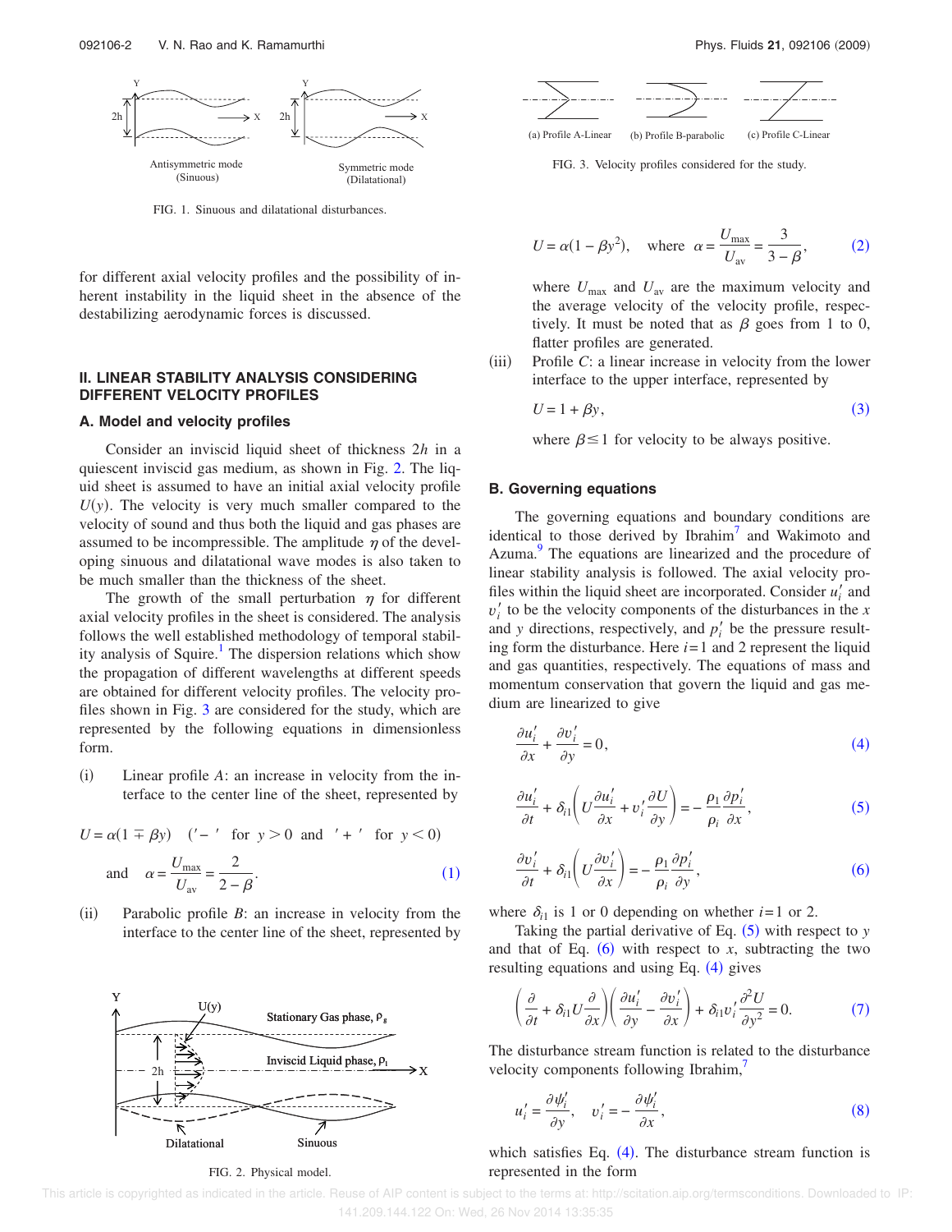FIG. 1. Sinuous and dilatational disturbances.

for different axial velocity profiles and the possibility of inherent instability in the liquid sheet in the absence of the destabilizing aerodynamic forces is discussed.

## II. LINEAR STABILITY ANALYSIS CONSIDERING DIFFERENT VELOCITY PROFILES

### A. Model and velocity profiles

Consider an inviscid liquid sheet of thickness $2h$ in a quiescent inviscid gas medium, as shown in Fig. 2. The liquid sheet is assumed to have an initial axial velocity profile $U(y)$. The velocity is very much smaller compared to the velocity of sound and thus both the liquid and gas phases are assumed to be incompressible. The amplitude $\eta$ of the developing sinuous and dilatational wave modes is also taken to be much smaller than the thickness of the sheet.

The growth of the small perturbation $\eta$ for different axial velocity profiles in the sheet is considered. The analysis follows the well established methodology of temporal stability analysis of Squire.[1] The dispersion relations which show the propagation of different wavelengths at different speeds are obtained for different velocity profiles. The velocity profiles shown in Fig. 3 are considered for the study, which are represented by the following equations in dimensionless form.

(i) Linear profile $A$: an increase in velocity from the interface to the center line of the sheet, represented by

$$U = \alpha(1 \mp \beta y) \quad (\text{'}-\text{' for } y > 0 \text{ and '}+\text{' for } y < 0)$$
$$\text{and} \quad \alpha = \frac{U_{\max}}{U_{\text{av}}} = \frac{2}{2-\beta}. \tag{1}$$

(ii) Parabolic profile $B$: an increase in velocity from the interface to the center line of the sheet, represented by

FIG. 2. Physical model.

FIG. 3. Velocity profiles considered for the study.

$$U = \alpha(1 - \beta y^2), \quad \text{where} \quad \alpha = \frac{U_{\max}}{U_{\text{av}}} = \frac{3}{3-\beta}, \tag{2}$$

where $U_{\max}$ and $U_{\text{av}}$ are the maximum velocity and the average velocity of the velocity profile, respectively. It must be noted that as $\beta$ goes from 1 to 0, flatter profiles are generated.

(iii) Profile $C$: a linear increase in velocity from the lower interface to the upper interface, represented by

$$U = 1 + \beta y, \tag{3}$$

where $\beta \leq 1$ for velocity to be always positive.

### B. Governing equations

The governing equations and boundary conditions are identical to those derived by Ibrahim[7] and Wakimoto and Azuma.[9] The equations are linearized and the procedure of linear stability analysis is followed. The axial velocity profiles within the liquid sheet are incorporated. Consider $u_i'$ and $v_i'$ to be the velocity components of the disturbances in the $x$ and $y$ directions, respectively, and $p_i'$ be the pressure resulting form the disturbance. Here $i=1$ and 2 represent the liquid and gas quantities, respectively. The equations of mass and momentum conservation that govern the liquid and gas medium are linearized to give

$$\frac{\partial u_i'}{\partial x} + \frac{\partial v_i'}{\partial y} = 0, \tag{4}$$

$$\frac{\partial u_i'}{\partial t} + \delta_{i1}\left(U\frac{\partial u_i'}{\partial x} + v_i'\frac{\partial U}{\partial y}\right) = -\frac{\rho_1}{\rho_i}\frac{\partial p_i'}{\partial x}, \tag{5}$$

$$\frac{\partial v_i'}{\partial t} + \delta_{i1}\left(U\frac{\partial v_i'}{\partial x}\right) = -\frac{\rho_1}{\rho_i}\frac{\partial p_i'}{\partial y}, \tag{6}$$

where $\delta_{i1}$ is 1 or 0 depending on whether $i=1$ or 2.

Taking the partial derivative of Eq. (5) with respect to $y$ and that of Eq. (6) with respect to $x$, subtracting the two resulting equations and using Eq. (4) gives

$$\left(\frac{\partial}{\partial t} + \delta_{i1}U\frac{\partial}{\partial x}\right)\left(\frac{\partial u_i'}{\partial y} - \frac{\partial v_i'}{\partial x}\right) + \delta_{i1}v_i'\frac{\partial^2 U}{\partial y^2} = 0. \tag{7}$$

The disturbance stream function is related to the disturbance velocity components following Ibrahim,[7]

$$u_i' = \frac{\partial \psi_i'}{\partial y}, \quad v_i' = -\frac{\partial \psi_i'}{\partial x}, \tag{8}$$

which satisfies Eq. (4). The disturbance stream function is represented in the form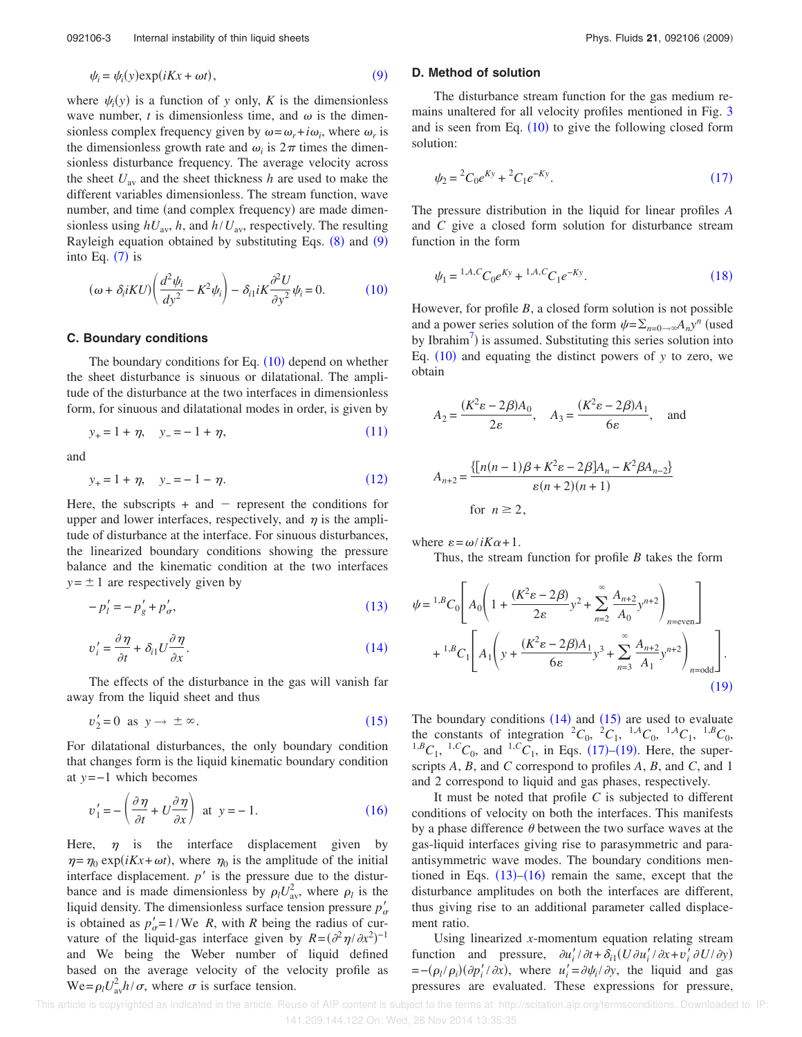$$\psi_i = \psi_i(y)\exp(iKx + \omega t), \tag{9}$$

where $\psi_i(y)$ is a function of $y$ only, $K$ is the dimensionless wave number, $t$ is dimensionless time, and $\omega$ is the dimensionless complex frequency given by $\omega = \omega_r + i\omega_i$, where $\omega_r$ is the dimensionless growth rate and $\omega_i$ is $2\pi$ times the dimensionless disturbance frequency. The average velocity across the sheet $U_{\rm av}$ and the sheet thickness $h$ are used to make the different variables dimensionless. The stream function, wave number, and time (and complex frequency) are made dimensionless using $hU_{\rm av}$, $h$, and $h/U_{\rm av}$, respectively. The resulting Rayleigh equation obtained by substituting Eqs. (8) and (9) into Eq. (7) is

$$(\omega + \delta_i iKU)\left(\frac{d^2\psi_i}{dy^2} - K^2\psi_i\right) - \delta_{i1} iK\frac{\partial^2 U}{\partial y^2}\psi_i = 0. \tag{10}$$

### C. Boundary conditions

The boundary conditions for Eq. (10) depend on whether the sheet disturbance is sinuous or dilatational. The amplitude of the disturbance at the two interfaces in dimensionless form, for sinuous and dilatational modes in order, is given by

$$y_+ = 1 + \eta, \quad y_- = -1 + \eta, \tag{11}$$

and

$$y_+ = 1 + \eta, \quad y_- = -1 - \eta. \tag{12}$$

Here, the subscripts + and − represent the conditions for upper and lower interfaces, respectively, and $\eta$ is the amplitude of disturbance at the interface. For sinuous disturbances, the linearized boundary conditions showing the pressure balance and the kinematic condition at the two interfaces $y = \pm 1$ are respectively given by

$$-p_l' = -p_g' + p_\sigma', \tag{13}$$

$$v_i' = \frac{\partial \eta}{\partial t} + \delta_{i1} U\frac{\partial \eta}{\partial x}. \tag{14}$$

The effects of the disturbance in the gas will vanish far away from the liquid sheet and thus

$$v_2' = 0 \quad \text{as} \quad y \to \pm\infty. \tag{15}$$

For dilatational disturbances, the only boundary condition that changes form is the liquid kinematic boundary condition at $y = -1$ which becomes

$$v_1' = -\left(\frac{\partial \eta}{\partial t} + U\frac{\partial \eta}{\partial x}\right) \quad \text{at} \quad y = -1. \tag{16}$$

Here, $\eta$ is the interface displacement given by $\eta = \eta_0 \exp(iKx + \omega t)$, where $\eta_0$ is the amplitude of the initial interface displacement. $p'$ is the pressure due to the disturbance and is made dimensionless by $\rho_l U_{\rm av}^2$, where $\rho_l$ is the liquid density. The dimensionless surface tension pressure $p_\sigma'$ is obtained as $p_\sigma' = 1/\mathrm{We}\ R$, with $R$ being the radius of curvature of the liquid-gas interface given by $R = (\partial^2\eta/\partial x^2)^{-1}$ and We being the Weber number of liquid defined based on the average velocity of the velocity profile as $\mathrm{We} = \rho_l U_{\rm av}^2 h/\sigma$, where $\sigma$ is surface tension.

### D. Method of solution

The disturbance stream function for the gas medium remains unaltered for all velocity profiles mentioned in Fig. 3 and is seen from Eq. (10) to give the following closed form solution:

$$\psi_2 = {}^2C_0 e^{Ky} + {}^2C_1 e^{-Ky}. \tag{17}$$

The pressure distribution in the liquid for linear profiles $A$ and $C$ give a closed form solution for disturbance stream function in the form

$$\psi_1 = {}^{1,A,C}C_0 e^{Ky} + {}^{1,A,C}C_1 e^{-Ky}. \tag{18}$$

However, for profile $B$, a closed form solution is not possible and a power series solution of the form $\psi = \Sigma_{n=0\to\infty} A_n y^n$ (used by Ibrahim[7]) is assumed. Substituting this series solution into Eq. (10) and equating the distinct powers of $y$ to zero, we obtain

$$A_2 = \frac{(K^2\varepsilon - 2\beta)A_0}{2\varepsilon}, \quad A_3 = \frac{(K^2\varepsilon - 2\beta)A_1}{6\varepsilon}, \quad \text{and}$$

$$A_{n+2} = \frac{\{[n(n-1)\beta + K^2\varepsilon - 2\beta]A_n - K^2\beta A_{n-2}\}}{\varepsilon(n+2)(n+1)}$$

$$\text{for} \quad n \geq 2,$$

where $\varepsilon = \omega/iK\alpha + 1$.

Thus, the stream function for profile $B$ takes the form

$$\psi = {}^{1,B}C_0\left[A_0\left(1 + \frac{(K^2\varepsilon - 2\beta)}{2\varepsilon}y^2 + \sum_{n=2}^{\infty}\frac{A_{n+2}}{A_0}y^{n+2}\right)_{n=\text{even}}\right] + {}^{1,B}C_1\left[A_1\left(y + \frac{(K^2\varepsilon - 2\beta)A_1}{6\varepsilon}y^3 + \sum_{n=3}^{\infty}\frac{A_{n+2}}{A_1}y^{n+2}\right)_{n=\text{odd}}\right]. \tag{19}$$

The boundary conditions (14) and (15) are used to evaluate the constants of integration ${}^2C_0$, ${}^2C_1$, ${}^{1,A}C_0$, ${}^{1,A}C_1$, ${}^{1,B}C_0$, ${}^{1,B}C_1$, ${}^{1,C}C_0$, and ${}^{1,C}C_1$, in Eqs. (17)–(19). Here, the superscripts $A$, $B$, and $C$ correspond to profiles $A$, $B$, and $C$, and 1 and 2 correspond to liquid and gas phases, respectively.

It must be noted that profile $C$ is subjected to different conditions of velocity on both the interfaces. This manifests by a phase difference $\theta$ between the two surface waves at the gas-liquid interfaces giving rise to parasymmetric and para-antisymmetric wave modes. The boundary conditions mentioned in Eqs. (13)–(16) remain the same, except that the disturbance amplitudes on both the interfaces are different, thus giving rise to an additional parameter called displacement ratio.

Using linearized $x$-momentum equation relating stream function and pressure, $\partial u_i'/\partial t + \delta_{i1}(U\,\partial u_i'/\partial x + v_i'\,\partial U/\partial y) = -(\rho_l/\rho_i)(\partial p_i'/\partial x)$, where $u_i' = \partial\psi_i/\partial y$, the liquid and gas pressures are evaluated. These expressions for pressure,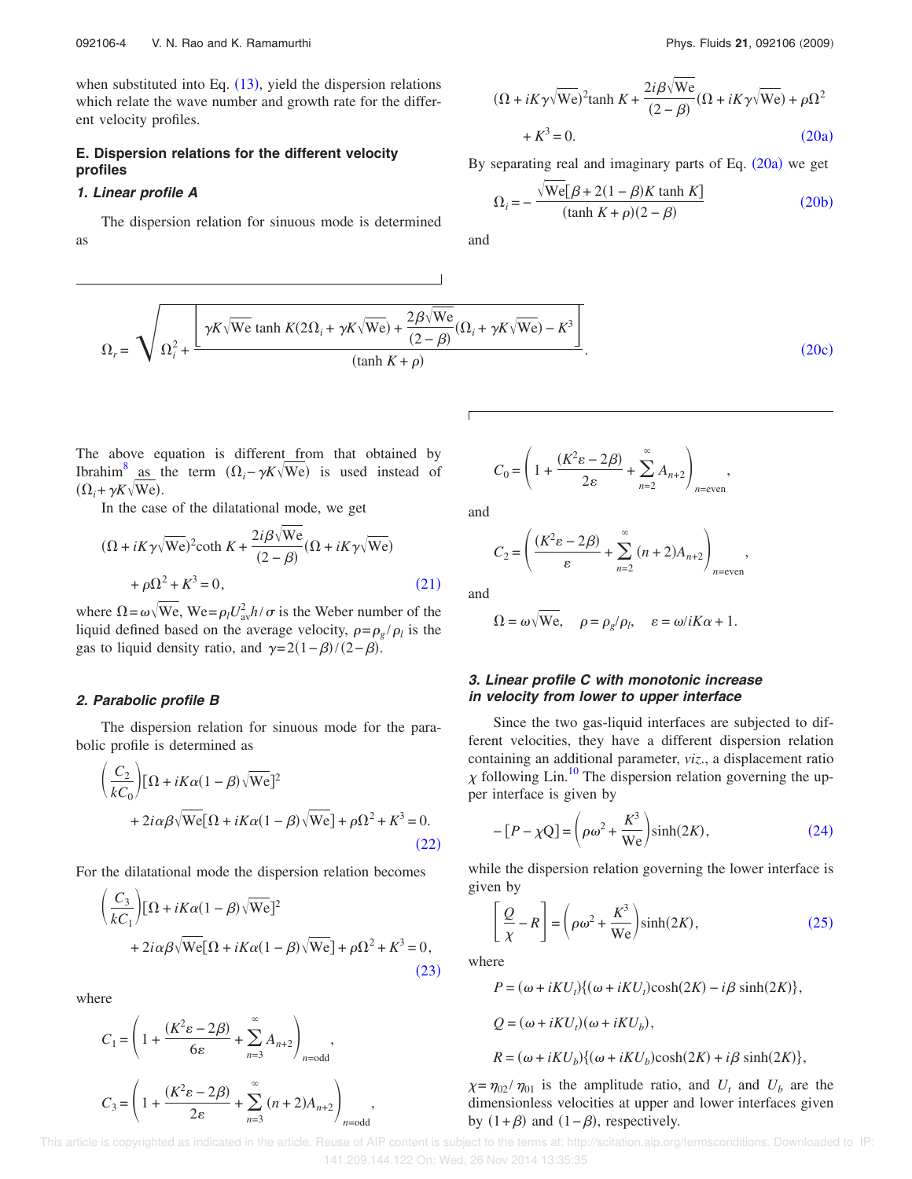when substituted into Eq. (13), yield the dispersion relations which relate the wave number and growth rate for the different velocity profiles.

### E. Dispersion relations for the different velocity profiles

#### 1. Linear profile A

The dispersion relation for sinuous mode is determined as

$$(\Omega + iK\gamma\sqrt{\mathrm{We}})^2 \tanh K + \frac{2i\beta\sqrt{\mathrm{We}}}{(2-\beta)}(\Omega + iK\gamma\sqrt{\mathrm{We}}) + \rho\Omega^2 + K^3 = 0. \tag{20a}$$

By separating real and imaginary parts of Eq. (20a) we get

$$\Omega_i = -\frac{\sqrt{\mathrm{We}}[\beta + 2(1-\beta)K \tanh K]}{(\tanh K + \rho)(2-\beta)} \tag{20b}$$

and

$$\Omega_r = \sqrt{\Omega_i^2 + \frac{\left[\gamma K\sqrt{\mathrm{We}}\tanh K(2\Omega_i + \gamma K\sqrt{\mathrm{We}}) + \dfrac{2\beta\sqrt{\mathrm{We}}}{(2-\beta)}(\Omega_i + \gamma K\sqrt{\mathrm{We}}) - K^3\right]}{(\tanh K + \rho)}}. \tag{20c}$$

The above equation is different from that obtained by Ibrahim[8] as the term $(\Omega_i - \gamma K\sqrt{\mathrm{We}})$ is used instead of $(\Omega_i + \gamma K\sqrt{\mathrm{We}})$.

In the case of the dilatational mode, we get

$$(\Omega + iK\gamma\sqrt{\mathrm{We}})^2 \coth K + \frac{2i\beta\sqrt{\mathrm{We}}}{(2-\beta)}(\Omega + iK\gamma\sqrt{\mathrm{We}}) + \rho\Omega^2 + K^3 = 0, \tag{21}$$

where $\Omega = \omega\sqrt{\mathrm{We}}$, $\mathrm{We} = \rho_l U_{\mathrm{av}}^2 h/\sigma$ is the Weber number of the liquid defined based on the average velocity, $\rho = \rho_g/\rho_l$ is the gas to liquid density ratio, and $\gamma = 2(1-\beta)/(2-\beta)$.

#### 2. Parabolic profile B

The dispersion relation for sinuous mode for the parabolic profile is determined as

$$\left(\frac{C_2}{kC_0}\right)[\Omega + iK\alpha(1-\beta)\sqrt{\mathrm{We}}]^2 + 2i\alpha\beta\sqrt{\mathrm{We}}[\Omega + iK\alpha(1-\beta)\sqrt{\mathrm{We}}] + \rho\Omega^2 + K^3 = 0. \tag{22}$$

For the dilatational mode the dispersion relation becomes

$$\left(\frac{C_3}{kC_1}\right)[\Omega + iK\alpha(1-\beta)\sqrt{\mathrm{We}}]^2 + 2i\alpha\beta\sqrt{\mathrm{We}}[\Omega + iK\alpha(1-\beta)\sqrt{\mathrm{We}}] + \rho\Omega^2 + K^3 = 0, \tag{23}$$

where

$$C_1 = \left(1 + \frac{(K^2\varepsilon - 2\beta)}{6\varepsilon} + \sum_{n=3}^{\infty} A_{n+2}\right)_{n=\mathrm{odd}},$$

$$C_3 = \left(1 + \frac{(K^2\varepsilon - 2\beta)}{2\varepsilon} + \sum_{n=3}^{\infty} (n+2)A_{n+2}\right)_{n=\mathrm{odd}},$$

$$C_0 = \left(1 + \frac{(K^2\varepsilon - 2\beta)}{2\varepsilon} + \sum_{n=2}^{\infty} A_{n+2}\right)_{n=\mathrm{even}},$$

and

$$C_2 = \left(\frac{(K^2\varepsilon - 2\beta)}{\varepsilon} + \sum_{n=2}^{\infty} (n+2)A_{n+2}\right)_{n=\mathrm{even}},$$

and

$$\Omega = \omega\sqrt{\mathrm{We}}, \quad \rho = \rho_g/\rho_l, \quad \varepsilon = \omega/iK\alpha + 1.$$

#### 3. Linear profile C with monotonic increase in velocity from lower to upper interface

Since the two gas-liquid interfaces are subjected to different velocities, they have a different dispersion relation containing an additional parameter, *viz.*, a displacement ratio $\chi$ following Lin.[10] The dispersion relation governing the upper interface is given by

$$-[P - \chi Q] = \left(\rho\omega^2 + \frac{K^3}{\mathrm{We}}\right)\sinh(2K), \tag{24}$$

while the dispersion relation governing the lower interface is given by

$$\left[\frac{Q}{\chi} - R\right] = \left(\rho\omega^2 + \frac{K^3}{\mathrm{We}}\right)\sinh(2K), \tag{25}$$

where

$$P = (\omega + iKU_t)\{(\omega + iKU_t)\cosh(2K) - i\beta\sinh(2K)\},$$

$$Q = (\omega + iKU_t)(\omega + iKU_b),$$

$$R = (\omega + iKU_b)\{(\omega + iKU_b)\cosh(2K) + i\beta\sinh(2K)\},$$

$\chi = \eta_{02}/\eta_{01}$ is the amplitude ratio, and $U_t$ and $U_b$ are the dimensionless velocities at upper and lower interfaces given by $(1+\beta)$ and $(1-\beta)$, respectively.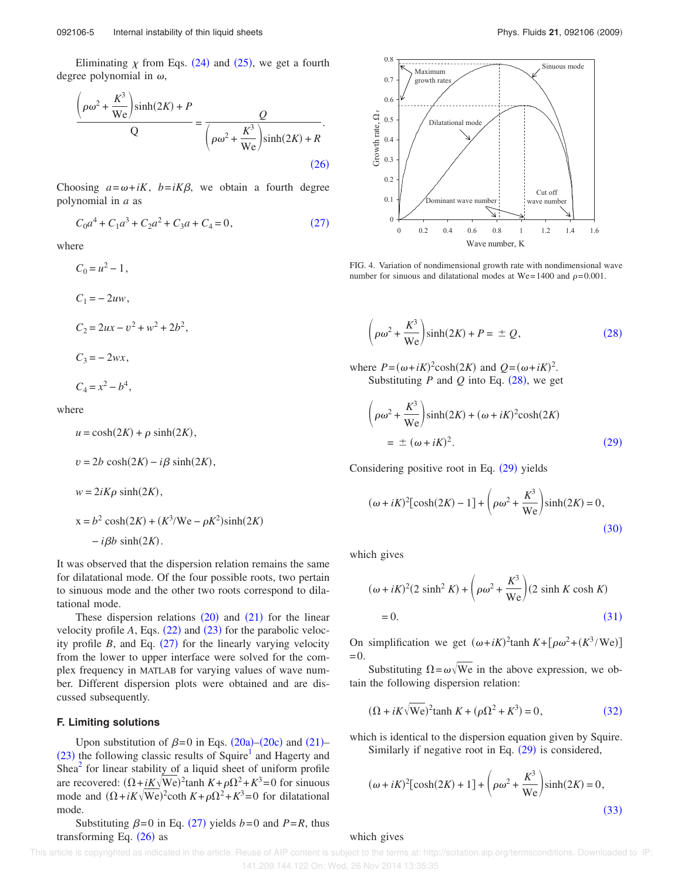Eliminating $\chi$ from Eqs. (24) and (25), we get a fourth degree polynomial in $\omega$,

$$\frac{\left(\rho\omega^2 + \frac{K^3}{\mathrm{We}}\right)\sinh(2K) + P}{Q} = \frac{Q}{\left(\rho\omega^2 + \frac{K^3}{\mathrm{We}}\right)\sinh(2K) + R}. \tag{26}$$

Choosing $a=\omega+iK$, $b=iK\beta$, we obtain a fourth degree polynomial in $a$ as

$$C_0a^4 + C_1a^3 + C_2a^2 + C_3a + C_4 = 0, \tag{27}$$

where

$$C_0 = u^2 - 1,$$

$$C_1 = -2uw,$$

$$C_2 = 2ux - v^2 + w^2 + 2b^2,$$

$$C_3 = -2wx,$$

$$C_4 = x^2 - b^4,$$

where

$$u = \cosh(2K) + \rho\sinh(2K),$$

$$v = 2b\cosh(2K) - i\beta\sinh(2K),$$

$$w = 2iK\rho\sinh(2K),$$

$$x = b^2\cosh(2K) + (K^3/\mathrm{We} - \rho K^2)\sinh(2K) - i\beta b\sinh(2K).$$

It was observed that the dispersion relation remains the same for dilatational mode. Of the four possible roots, two pertain to sinuous mode and the other two roots correspond to dilatational mode.

These dispersion relations (20) and (21) for the linear velocity profile $A$, Eqs. (22) and (23) for the parabolic velocity profile $B$, and Eq. (27) for the linearly varying velocity from the lower to upper interface were solved for the complex frequency in MATLAB for varying values of wave number. Different dispersion plots were obtained and are discussed subsequently.

### F. Limiting solutions

Upon substitution of $\beta=0$ in Eqs. (20a)–(20c) and (21)–(23) the following classic results of Squire[1] and Hagerty and Shea[2] for linear stability of a liquid sheet of uniform profile are recovered: $(\Omega+iK\sqrt{\mathrm{We}})^2\tanh K+\rho\Omega^2+K^3=0$ for sinuous mode and $(\Omega+iK\sqrt{\mathrm{We}})^2\coth K+\rho\Omega^2+K^3=0$ for dilatational mode.

Substituting $\beta=0$ in Eq. (27) yields $b=0$ and $P=R$, thus transforming Eq. (26) as

FIG. 4. Variation of nondimensional growth rate with nondimensional wave number for sinuous and dilatational modes at We=1400 and $\rho=0.001$.

$$\left(\rho\omega^2 + \frac{K^3}{\mathrm{We}}\right)\sinh(2K) + P = \pm Q, \tag{28}$$

where $P=(\omega+iK)^2\cosh(2K)$ and $Q=(\omega+iK)^2$.

Substituting $P$ and $Q$ into Eq. (28), we get

$$\left(\rho\omega^2 + \frac{K^3}{\mathrm{We}}\right)\sinh(2K) + (\omega+iK)^2\cosh(2K) = \pm(\omega+iK)^2. \tag{29}$$

Considering positive root in Eq. (29) yields

$$(\omega+iK)^2[\cosh(2K)-1] + \left(\rho\omega^2 + \frac{K^3}{\mathrm{We}}\right)\sinh(2K) = 0, \tag{30}$$

which gives

$$(\omega+iK)^2(2\sinh^2 K) + \left(\rho\omega^2 + \frac{K^3}{\mathrm{We}}\right)(2\sinh K\cosh K) = 0. \tag{31}$$

On simplification we get $(\omega+iK)^2\tanh K+[\rho\omega^2+(K^3/\mathrm{We})]=0$.

Substituting $\Omega=\omega\sqrt{\mathrm{We}}$ in the above expression, we obtain the following dispersion relation:

$$(\Omega+iK\sqrt{\mathrm{We}})^2\tanh K + (\rho\Omega^2 + K^3) = 0, \tag{32}$$

which is identical to the dispersion equation given by Squire.

Similarly if negative root in Eq. (29) is considered,

$$(\omega+iK)^2[\cosh(2K)+1] + \left(\rho\omega^2 + \frac{K^3}{\mathrm{We}}\right)\sinh(2K) = 0, \tag{33}$$

which gives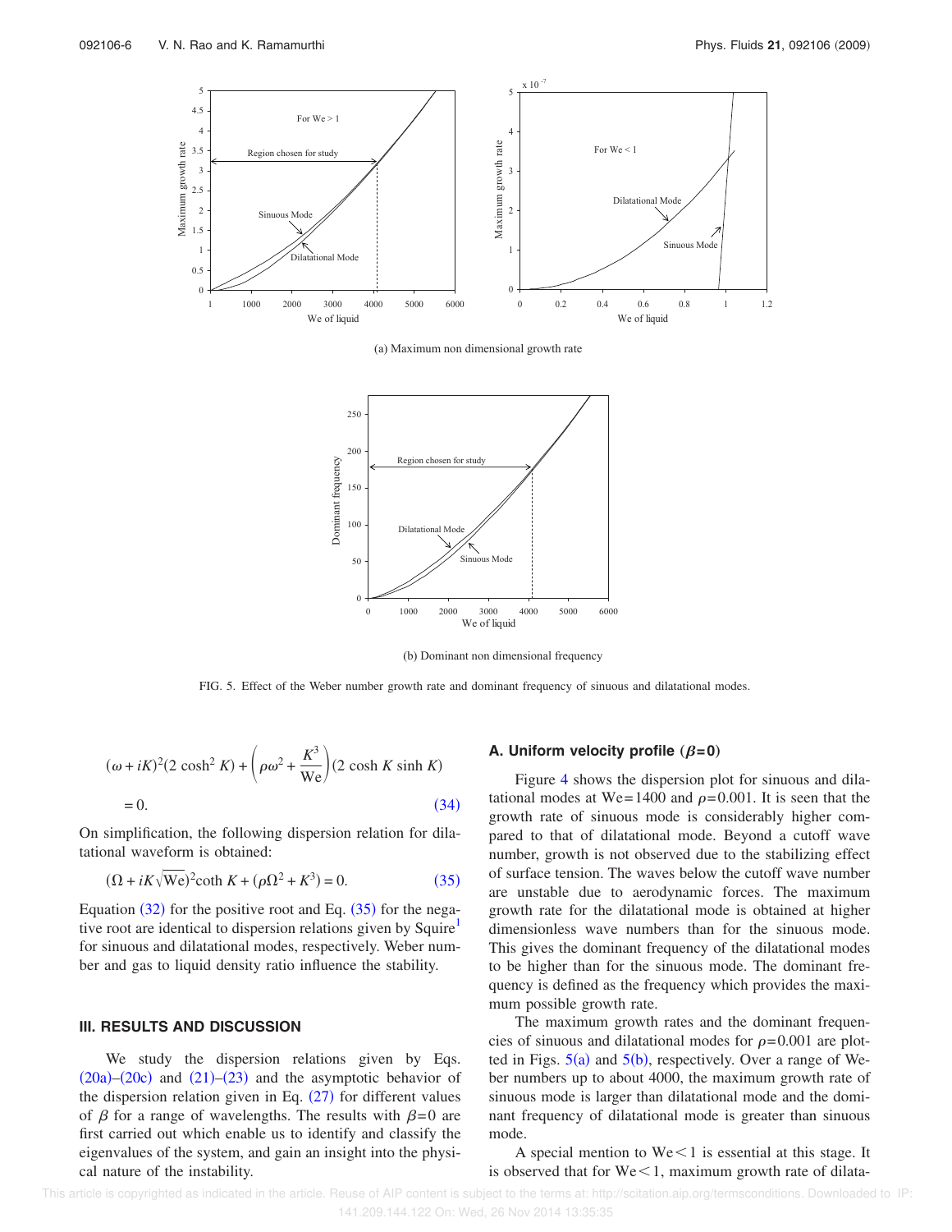(a) Maximum non dimensional growth rate

(b) Dominant non dimensional frequency

FIG. 5. Effect of the Weber number growth rate and dominant frequency of sinuous and dilatational modes.

$$(\omega + iK)^2(2\cosh^2 K) + \left(\rho\omega^2 + \frac{K^3}{\mathrm{We}}\right)(2\cosh K \sinh K) = 0. \quad (34)$$

On simplification, the following dispersion relation for dilatational waveform is obtained:

$$(\Omega + iK\sqrt{\mathrm{We}})^2 \coth K + (\rho\Omega^2 + K^3) = 0. \quad (35)$$

Equation (32) for the positive root and Eq. (35) for the negative root are identical to dispersion relations given by Squire[1] for sinuous and dilatational modes, respectively. Weber number and gas to liquid density ratio influence the stability.

## III. RESULTS AND DISCUSSION

We study the dispersion relations given by Eqs. (20a)–(20c) and (21)–(23) and the asymptotic behavior of the dispersion relation given in Eq. (27) for different values of $\beta$ for a range of wavelengths. The results with $\beta=0$ are first carried out which enable us to identify and classify the eigenvalues of the system, and gain an insight into the physical nature of the instability.

### A. Uniform velocity profile ($\beta=0$)

Figure 4 shows the dispersion plot for sinuous and dilatational modes at We=1400 and $\rho=0.001$. It is seen that the growth rate of sinuous mode is considerably higher compared to that of dilatational mode. Beyond a cutoff wave number, growth is not observed due to the stabilizing effect of surface tension. The waves below the cutoff wave number are unstable due to aerodynamic forces. The maximum growth rate for the dilatational mode is obtained at higher dimensionless wave numbers than for the sinuous mode. This gives the dominant frequency of the dilatational modes to be higher than for the sinuous mode. The dominant frequency is defined as the frequency which provides the maximum possible growth rate.

The maximum growth rates and the dominant frequencies of sinuous and dilatational modes for $\rho=0.001$ are plotted in Figs. 5(a) and 5(b), respectively. Over a range of Weber numbers up to about 4000, the maximum growth rate of sinuous mode is larger than dilatational mode and the dominant frequency of dilatational mode is greater than sinuous mode.

A special mention to We<1 is essential at this stage. It is observed that for We<1, maximum growth rate of dilata-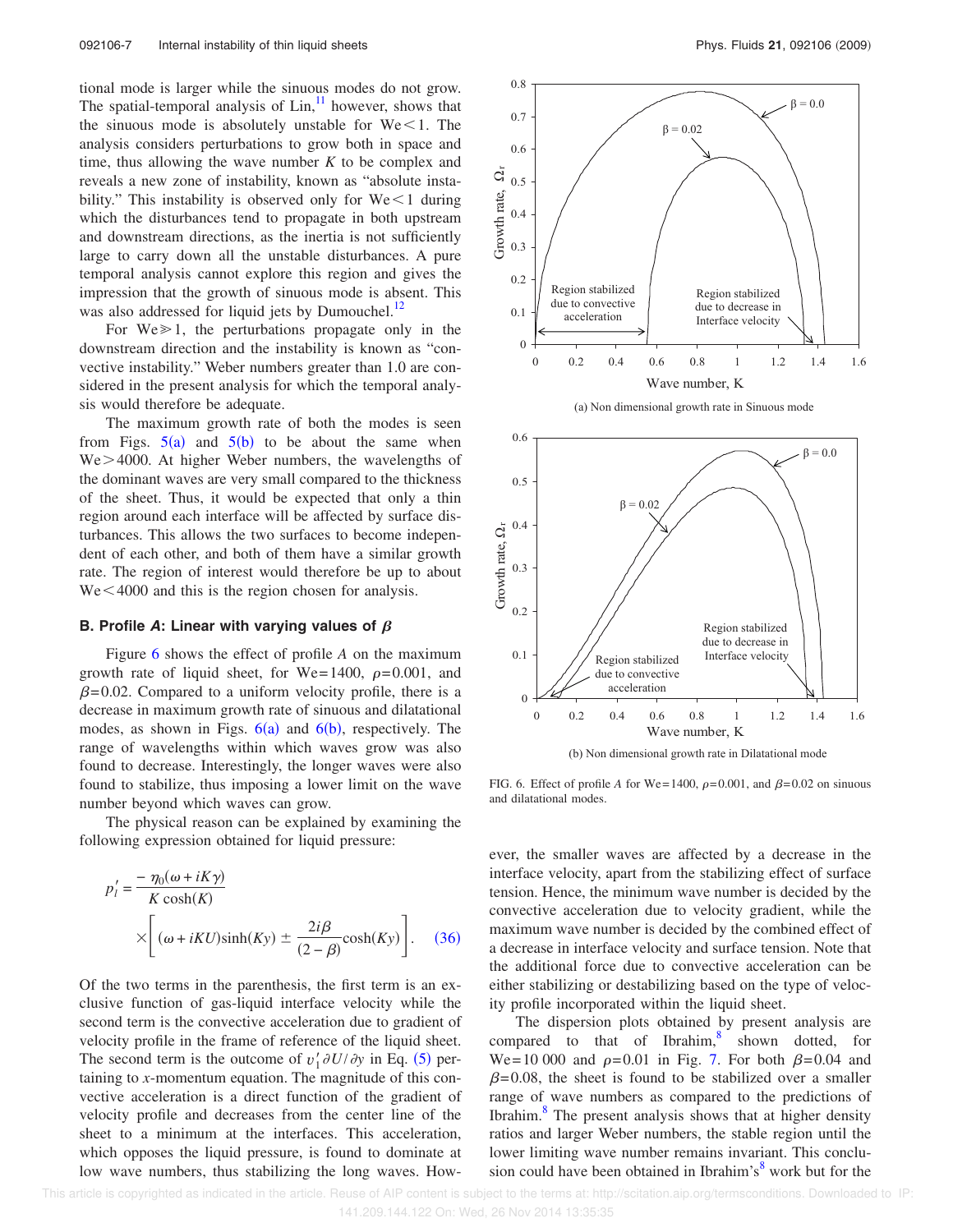tional mode is larger while the sinuous modes do not grow. The spatial-temporal analysis of Lin,[11] however, shows that the sinuous mode is absolutely unstable for We<1. The analysis considers perturbations to grow both in space and time, thus allowing the wave number $K$ to be complex and reveals a new zone of instability, known as "absolute instability." This instability is observed only for We<1 during which the disturbances tend to propagate in both upstream and downstream directions, as the inertia is not sufficiently large to carry down all the unstable disturbances. A pure temporal analysis cannot explore this region and gives the impression that the growth of sinuous mode is absent. This was also addressed for liquid jets by Dumouchel.[12]

For We≫1, the perturbations propagate only in the downstream direction and the instability is known as "convective instability." Weber numbers greater than 1.0 are considered in the present analysis for which the temporal analysis would therefore be adequate.

The maximum growth rate of both the modes is seen from Figs. 5(a) and 5(b) to be about the same when We>4000. At higher Weber numbers, the wavelengths of the dominant waves are very small compared to the thickness of the sheet. Thus, it would be expected that only a thin region around each interface will be affected by surface disturbances. This allows the two surfaces to become independent of each other, and both of them have a similar growth rate. The region of interest would therefore be up to about We<4000 and this is the region chosen for analysis.

### B. Profile *A*: Linear with varying values of $\beta$

Figure 6 shows the effect of profile $A$ on the maximum growth rate of liquid sheet, for We=1400, $\rho$=0.001, and $\beta$=0.02. Compared to a uniform velocity profile, there is a decrease in maximum growth rate of sinuous and dilatational modes, as shown in Figs. 6(a) and 6(b), respectively. The range of wavelengths within which waves grow was also found to decrease. Interestingly, the longer waves were also found to stabilize, thus imposing a lower limit on the wave number beyond which waves can grow.

The physical reason can be explained by examining the following expression obtained for liquid pressure:

$$p_l' = \frac{-\eta_0(\omega + iK\gamma)}{K\cosh(K)} \times \left[(\omega + iKU)\sinh(Ky) \pm \frac{2i\beta}{(2-\beta)}\cosh(Ky)\right]. \quad (36)$$

Of the two terms in the parenthesis, the first term is an exclusive function of gas-liquid interface velocity while the second term is the convective acceleration due to gradient of velocity profile in the frame of reference of the liquid sheet. The second term is the outcome of $v_1' \partial U/\partial y$ in Eq. (5) pertaining to $x$-momentum equation. The magnitude of this convective acceleration is a direct function of the gradient of velocity profile and decreases from the center line of the sheet to a minimum at the interfaces. This acceleration, which opposes the liquid pressure, is found to dominate at low wave numbers, thus stabilizing the long waves. However, the smaller waves are affected by a decrease in the interface velocity, apart from the stabilizing effect of surface tension. Hence, the minimum wave number is decided by the convective acceleration due to velocity gradient, while the maximum wave number is decided by the combined effect of a decrease in interface velocity and surface tension. Note that the additional force due to convective acceleration can be either stabilizing or destabilizing based on the type of velocity profile incorporated within the liquid sheet.

FIG. 6. Effect of profile $A$ for We=1400, $\rho$=0.001, and $\beta$=0.02 on sinuous and dilatational modes.

The dispersion plots obtained by present analysis are compared to that of Ibrahim,[8] shown dotted, for We=10 000 and $\rho$=0.01 in Fig. 7. For both $\beta$=0.04 and $\beta$=0.08, the sheet is found to be stabilized over a smaller range of wave numbers as compared to the predictions of Ibrahim.[8] The present analysis shows that at higher density ratios and larger Weber numbers, the stable region until the lower limiting wave number remains invariant. This conclusion could have been obtained in Ibrahim's[8] work but for the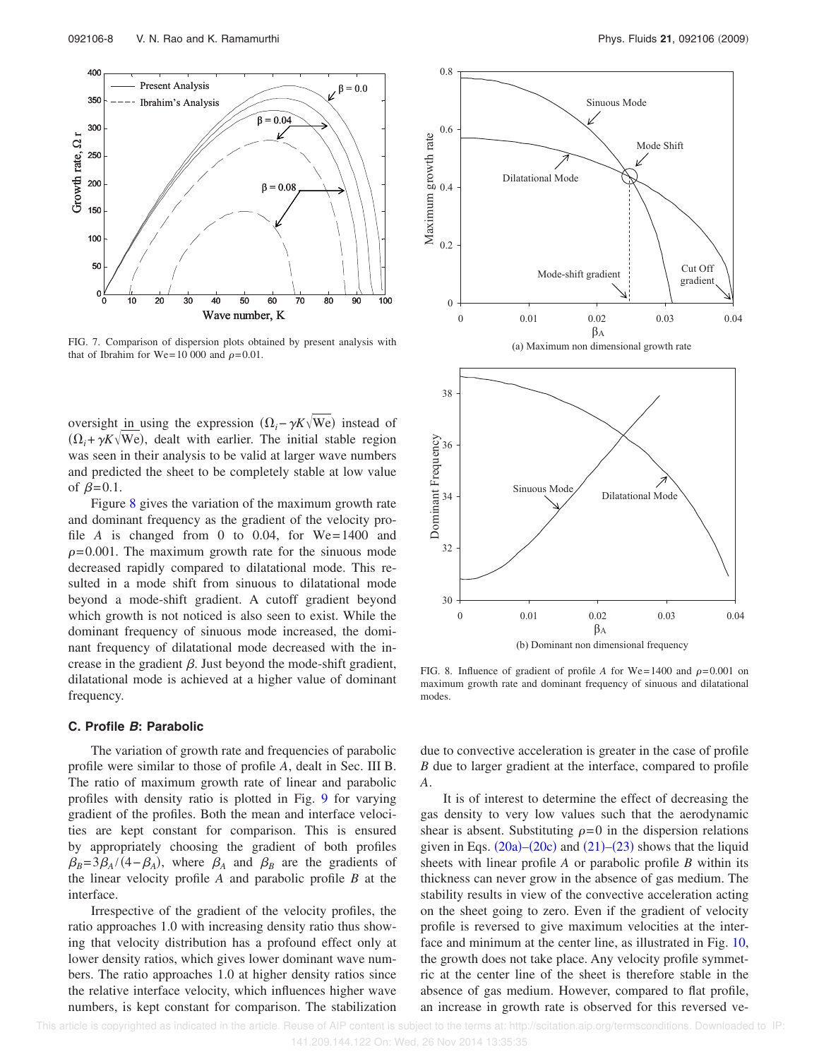FIG. 7. Comparison of dispersion plots obtained by present analysis with that of Ibrahim for We=10 000 and $\rho$=0.01.

oversight in using the expression $(\Omega_i - \gamma K\sqrt{\mathrm{We}})$ instead of $(\Omega_i + \gamma K\sqrt{\mathrm{We}})$, dealt with earlier. The initial stable region was seen in their analysis to be valid at larger wave numbers and predicted the sheet to be completely stable at low value of $\beta$=0.1.

Figure 8 gives the variation of the maximum growth rate and dominant frequency as the gradient of the velocity profile *A* is changed from 0 to 0.04, for We=1400 and $\rho$=0.001. The maximum growth rate for the sinuous mode decreased rapidly compared to dilatational mode. This resulted in a mode shift from sinuous to dilatational mode beyond a mode-shift gradient. A cutoff gradient beyond which growth is not noticed is also seen to exist. While the dominant frequency of sinuous mode increased, the dominant frequency of dilatational mode decreased with the increase in the gradient $\beta$. Just beyond the mode-shift gradient, dilatational mode is achieved at a higher value of dominant frequency.

FIG. 8. Influence of gradient of profile *A* for We=1400 and $\rho$=0.001 on maximum growth rate and dominant frequency of sinuous and dilatational modes.

### C. Profile *B*: Parabolic

The variation of growth rate and frequencies of parabolic profile were similar to those of profile *A*, dealt in Sec. III B. The ratio of maximum growth rate of linear and parabolic profiles with density ratio is plotted in Fig. 9 for varying gradient of the profiles. Both the mean and interface velocities are kept constant for comparison. This is ensured by appropriately choosing the gradient of both profiles $\beta_B = 3\beta_A/(4-\beta_A)$, where $\beta_A$ and $\beta_B$ are the gradients of the linear velocity profile *A* and parabolic profile *B* at the interface.

Irrespective of the gradient of the velocity profiles, the ratio approaches 1.0 with increasing density ratio thus showing that velocity distribution has a profound effect only at lower density ratios, which gives lower dominant wave numbers. The ratio approaches 1.0 at higher density ratios since the relative interface velocity, which influences higher wave numbers, is kept constant for comparison. The stabilization due to convective acceleration is greater in the case of profile *B* due to larger gradient at the interface, compared to profile *A*.

It is of interest to determine the effect of decreasing the gas density to very low values such that the aerodynamic shear is absent. Substituting $\rho$=0 in the dispersion relations given in Eqs. (20a)–(20c) and (21)–(23) shows that the liquid sheets with linear profile *A* or parabolic profile *B* within its thickness can never grow in the absence of gas medium. The stability results in view of the convective acceleration acting on the sheet going to zero. Even if the gradient of velocity profile is reversed to give maximum velocities at the interface and minimum at the center line, as illustrated in Fig. 10, the growth does not take place. Any velocity profile symmetric at the center line of the sheet is therefore stable in the absence of gas medium. However, compared to flat profile, an increase in growth rate is observed for this reversed ve-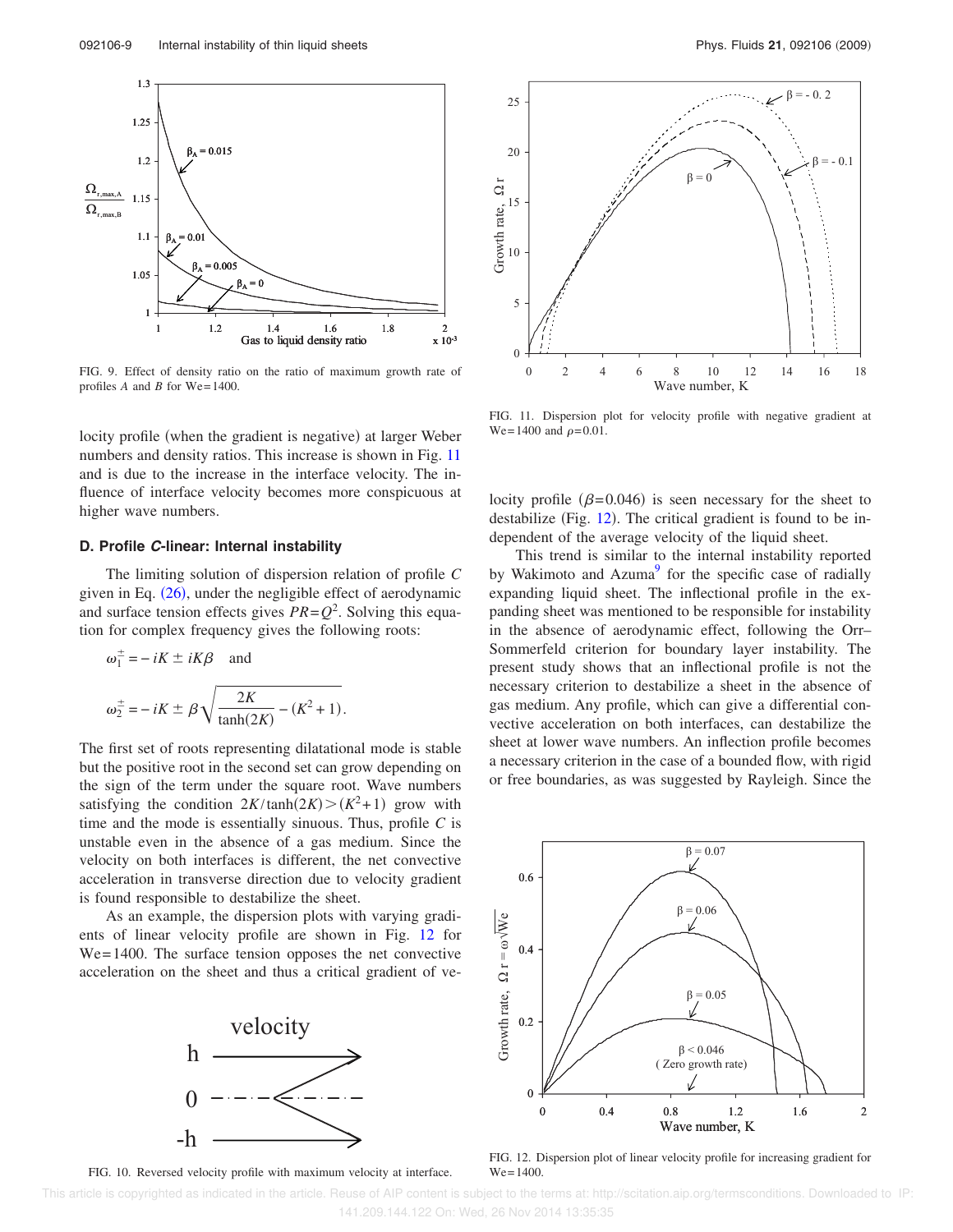FIG. 9. Effect of density ratio on the ratio of maximum growth rate of profiles $A$ and $B$ for We=1400.

FIG. 11. Dispersion plot for velocity profile with negative gradient at We=1400 and $\rho$=0.01.

locity profile (when the gradient is negative) at larger Weber numbers and density ratios. This increase is shown in Fig. 11 and is due to the increase in the interface velocity. The influence of interface velocity becomes more conspicuous at higher wave numbers.

### D. Profile *C*-linear: Internal instability

The limiting solution of dispersion relation of profile $C$ given in Eq. (26), under the negligible effect of aerodynamic and surface tension effects gives $PR=Q^2$. Solving this equation for complex frequency gives the following roots:

$$\omega_1^{\pm} = -iK \pm iK\beta \quad \text{and}$$

$$\omega_2^{\pm} = -iK \pm \beta\sqrt{\frac{2K}{\tanh(2K)} - (K^2+1)}.$$

The first set of roots representing dilatational mode is stable but the positive root in the second set can grow depending on the sign of the term under the square root. Wave numbers satisfying the condition $2K/\tanh(2K) > (K^2+1)$ grow with time and the mode is essentially sinuous. Thus, profile $C$ is unstable even in the absence of a gas medium. Since the velocity on both interfaces is different, the net convective acceleration in transverse direction due to velocity gradient is found responsible to destabilize the sheet.

As an example, the dispersion plots with varying gradients of linear velocity profile are shown in Fig. 12 for We=1400. The surface tension opposes the net convective acceleration on the sheet and thus a critical gradient of velocity profile ($\beta$=0.046) is seen necessary for the sheet to destabilize (Fig. 12). The critical gradient is found to be independent of the average velocity of the liquid sheet.

FIG. 10. Reversed velocity profile with maximum velocity at interface.

This trend is similar to the internal instability reported by Wakimoto and Azuma[9] for the specific case of radially expanding liquid sheet. The inflectional profile in the expanding sheet was mentioned to be responsible for instability in the absence of aerodynamic effect, following the Orr–Sommerfeld criterion for boundary layer instability. The present study shows that an inflectional profile is not the necessary criterion to destabilize a sheet in the absence of gas medium. Any profile, which can give a differential convective acceleration on both interfaces, can destabilize the sheet at lower wave numbers. An inflection profile becomes a necessary criterion in the case of a bounded flow, with rigid or free boundaries, as was suggested by Rayleigh. Since the

FIG. 12. Dispersion plot of linear velocity profile for increasing gradient for We=1400.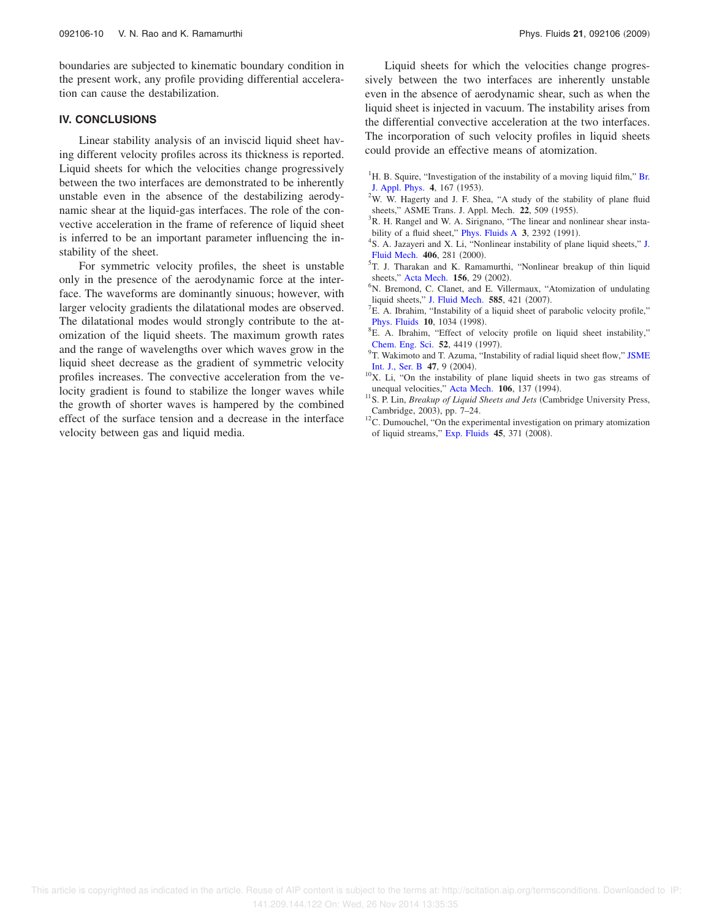boundaries are subjected to kinematic boundary condition in the present work, any profile providing differential acceleration can cause the destabilization.

## IV. CONCLUSIONS

Linear stability analysis of an inviscid liquid sheet having different velocity profiles across its thickness is reported. Liquid sheets for which the velocities change progressively between the two interfaces are demonstrated to be inherently unstable even in the absence of the destabilizing aerodynamic shear at the liquid-gas interfaces. The role of the convective acceleration in the frame of reference of liquid sheet is inferred to be an important parameter influencing the instability of the sheet.

For symmetric velocity profiles, the sheet is unstable only in the presence of the aerodynamic force at the interface. The waveforms are dominantly sinuous; however, with larger velocity gradients the dilatational modes are observed. The dilatational modes would strongly contribute to the atomization of the liquid sheets. The maximum growth rates and the range of wavelengths over which waves grow in the liquid sheet decrease as the gradient of symmetric velocity profiles increases. The convective acceleration from the velocity gradient is found to stabilize the longer waves while the growth of shorter waves is hampered by the combined effect of the surface tension and a decrease in the interface velocity between gas and liquid media.

Liquid sheets for which the velocities change progressively between the two interfaces are inherently unstable even in the absence of aerodynamic shear, such as when the liquid sheet is injected in vacuum. The instability arises from the differential convective acceleration at the two interfaces. The incorporation of such velocity profiles in liquid sheets could provide an effective means of atomization.

[1] H. B. Squire, "Investigation of the instability of a moving liquid film," Br. J. Appl. Phys. **4**, 167 (1953).

[2] W. W. Hagerty and J. F. Shea, "A study of the stability of plane fluid sheets," ASME Trans. J. Appl. Mech. **22**, 509 (1955).

[3] R. H. Rangel and W. A. Sirignano, "The linear and nonlinear shear instability of a fluid sheet," Phys. Fluids A **3**, 2392 (1991).

[4] S. A. Jazayeri and X. Li, "Nonlinear instability of plane liquid sheets," J. Fluid Mech. **406**, 281 (2000).

[5] T. J. Tharakan and K. Ramamurthi, "Nonlinear breakup of thin liquid sheets," Acta Mech. **156**, 29 (2002).

[6] N. Bremond, C. Clanet, and E. Villermaux, "Atomization of undulating liquid sheets," J. Fluid Mech. **585**, 421 (2007).

[7] E. A. Ibrahim, "Instability of a liquid sheet of parabolic velocity profile," Phys. Fluids **10**, 1034 (1998).

[8] E. A. Ibrahim, "Effect of velocity profile on liquid sheet instability," Chem. Eng. Sci. **52**, 4419 (1997).

[9] T. Wakimoto and T. Azuma, "Instability of radial liquid sheet flow," JSME Int. J., Ser. B **47**, 9 (2004).

[10] X. Li, "On the instability of plane liquid sheets in two gas streams of unequal velocities," Acta Mech. **106**, 137 (1994).

[11] S. P. Lin, *Breakup of Liquid Sheets and Jets* (Cambridge University Press, Cambridge, 2003), pp. 7–24.

[12] C. Dumouchel, "On the experimental investigation on primary atomization of liquid streams," Exp. Fluids **45**, 371 (2008).